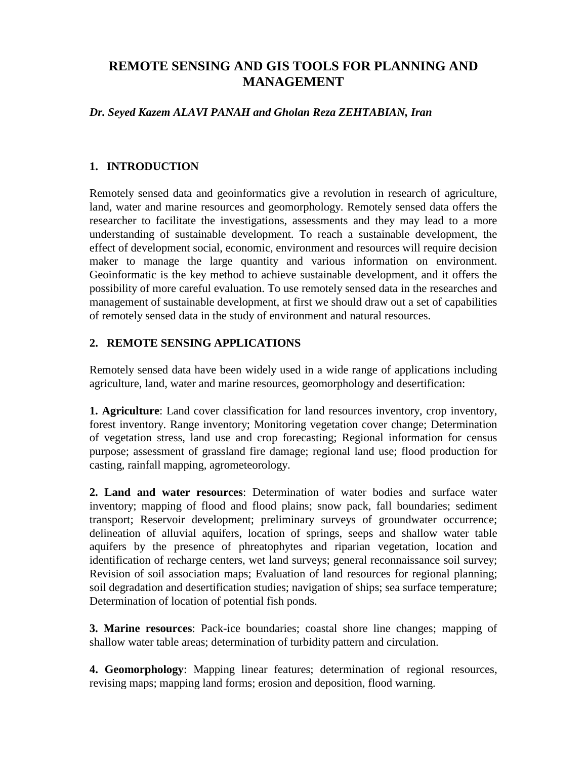# REMOTE SENSING AND GIS TOOLS FOR PLANNING AND MANAGEMENT

***Dr. Seyed Kazem ALAVI PANAH and Gholan Reza ZEHTABIAN, Iran***

## 1. INTRODUCTION

Remotely sensed data and geoinformatics give a revolution in research of agriculture, land, water and marine resources and geomorphology. Remotely sensed data offers the researcher to facilitate the investigations, assessments and they may lead to a more understanding of sustainable development. To reach a sustainable development, the effect of development social, economic, environment and resources will require decision maker to manage the large quantity and various information on environment. Geoinformatic is the key method to achieve sustainable development, and it offers the possibility of more careful evaluation. To use remotely sensed data in the researches and management of sustainable development, at first we should draw out a set of capabilities of remotely sensed data in the study of environment and natural resources.

## 2. REMOTE SENSING APPLICATIONS

Remotely sensed data have been widely used in a wide range of applications including agriculture, land, water and marine resources, geomorphology and desertification:

**1. Agriculture**: Land cover classification for land resources inventory, crop inventory, forest inventory. Range inventory; Monitoring vegetation cover change; Determination of vegetation stress, land use and crop forecasting; Regional information for census purpose; assessment of grassland fire damage; regional land use; flood production for casting, rainfall mapping, agrometeorology.

**2. Land and water resources**: Determination of water bodies and surface water inventory; mapping of flood and flood plains; snow pack, fall boundaries; sediment transport; Reservoir development; preliminary surveys of groundwater occurrence; delineation of alluvial aquifers, location of springs, seeps and shallow water table aquifers by the presence of phreatophytes and riparian vegetation, location and identification of recharge centers, wet land surveys; general reconnaissance soil survey; Revision of soil association maps; Evaluation of land resources for regional planning; soil degradation and desertification studies; navigation of ships; sea surface temperature; Determination of location of potential fish ponds.

**3. Marine resources**: Pack-ice boundaries; coastal shore line changes; mapping of shallow water table areas; determination of turbidity pattern and circulation.

**4. Geomorphology**: Mapping linear features; determination of regional resources, revising maps; mapping land forms; erosion and deposition, flood warning.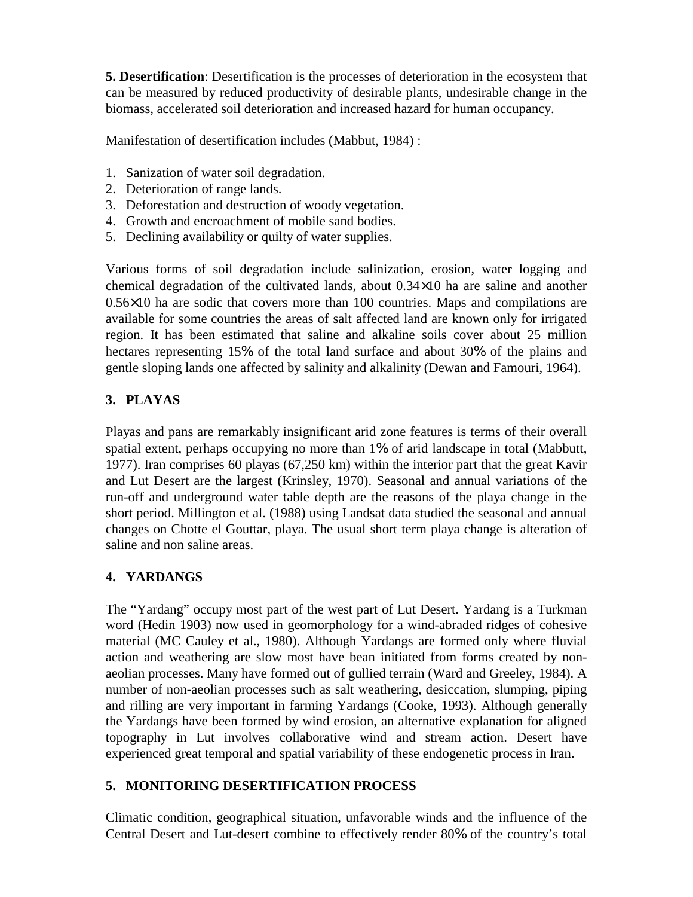**5. Desertification**: Desertification is the processes of deterioration in the ecosystem that can be measured by reduced productivity of desirable plants, undesirable change in the biomass, accelerated soil deterioration and increased hazard for human occupancy.

Manifestation of desertification includes (Mabbut, 1984) :

1. Sanization of water soil degradation.
2. Deterioration of range lands.
3. Deforestation and destruction of woody vegetation.
4. Growth and encroachment of mobile sand bodies.
5. Declining availability or quilty of water supplies.

Various forms of soil degradation include salinization, erosion, water logging and chemical degradation of the cultivated lands, about $0.34\times10$ ha are saline and another $0.56\times10$ ha are sodic that covers more than 100 countries. Maps and compilations are available for some countries the areas of salt affected land are known only for irrigated region. It has been estimated that saline and alkaline soils cover about 25 million hectares representing 15% of the total land surface and about 30% of the plains and gentle sloping lands one affected by salinity and alkalinity (Dewan and Famouri, 1964).

## 3. PLAYAS

Playas and pans are remarkably insignificant arid zone features is terms of their overall spatial extent, perhaps occupying no more than 1% of arid landscape in total (Mabbutt, 1977). Iran comprises 60 playas (67,250 km) within the interior part that the great Kavir and Lut Desert are the largest (Krinsley, 1970). Seasonal and annual variations of the run-off and underground water table depth are the reasons of the playa change in the short period. Millington et al. (1988) using Landsat data studied the seasonal and annual changes on Chotte el Gouttar, playa. The usual short term playa change is alteration of saline and non saline areas.

## 4. YARDANGS

The "Yardang" occupy most part of the west part of Lut Desert. Yardang is a Turkman word (Hedin 1903) now used in geomorphology for a wind-abraded ridges of cohesive material (MC Cauley et al., 1980). Although Yardangs are formed only where fluvial action and weathering are slow most have bean initiated from forms created by non-aeolian processes. Many have formed out of gullied terrain (Ward and Greeley, 1984). A number of non-aeolian processes such as salt weathering, desiccation, slumping, piping and rilling are very important in farming Yardangs (Cooke, 1993). Although generally the Yardangs have been formed by wind erosion, an alternative explanation for aligned topography in Lut involves collaborative wind and stream action. Desert have experienced great temporal and spatial variability of these endogenetic process in Iran.

## 5. MONITORING DESERTIFICATION PROCESS

Climatic condition, geographical situation, unfavorable winds and the influence of the Central Desert and Lut-desert combine to effectively render 80% of the country's total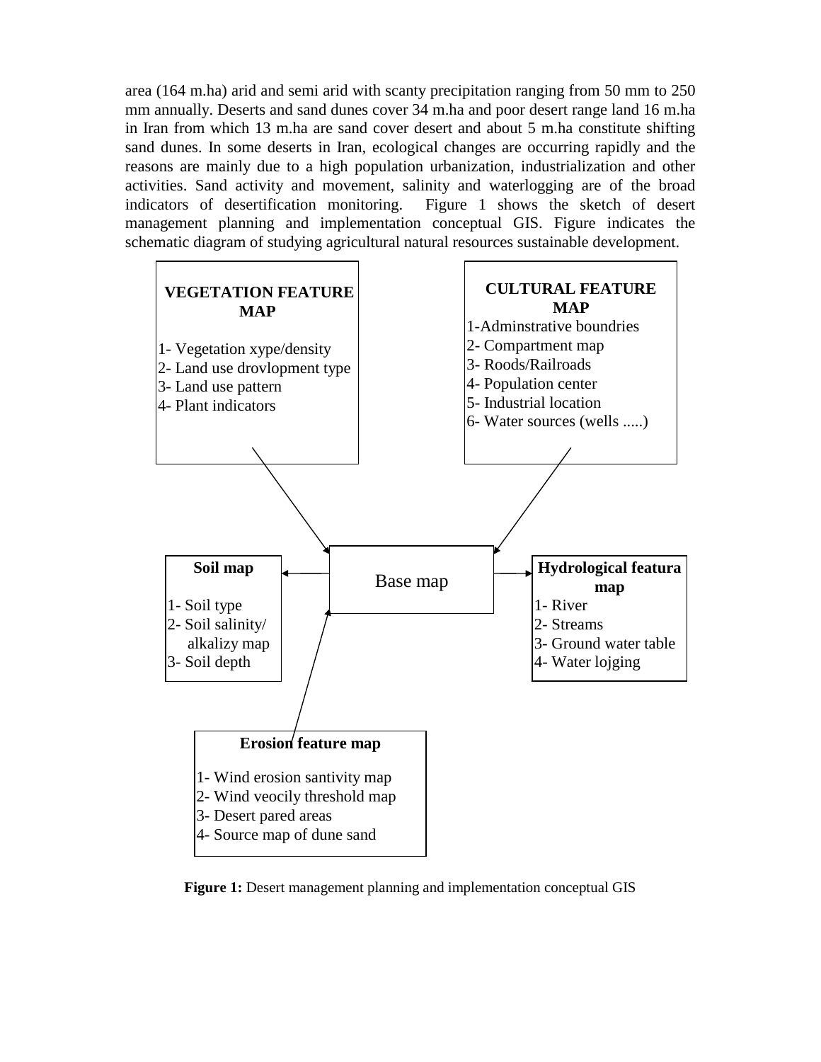area (164 m.ha) arid and semi arid with scanty precipitation ranging from 50 mm to 250 mm annually. Deserts and sand dunes cover 34 m.ha and poor desert range land 16 m.ha in Iran from which 13 m.ha are sand cover desert and about 5 m.ha constitute shifting sand dunes. In some deserts in Iran, ecological changes are occurring rapidly and the reasons are mainly due to a high population urbanization, industrialization and other activities. Sand activity and movement, salinity and waterlogging are of the broad indicators of desertification monitoring. Figure 1 shows the sketch of desert management planning and implementation conceptual GIS. Figure indicates the schematic diagram of studying agricultural natural resources sustainable development.

**VEGETATION FEATURE MAP**

1- Vegetation xype/density
2- Land use drovlopment type
3- Land use pattern
4- Plant indicators

**CULTURAL FEATURE MAP**

1-Adminstrative boundries
2- Compartment map
3- Roods/Railroads
4- Population center
5- Industrial location
6- Water sources (wells .....)

**Soil map**

1- Soil type
2- Soil salinity/ alkalizy map
3- Soil depth

Base map

**Hydrological featura map**

1- River
2- Streams
3- Ground water table
4- Water lojging

**Erosion feature map**

1- Wind erosion santivity map
2- Wind veocily threshold map
3- Desert pared areas
4- Source map of dune sand

**Figure 1:** Desert management planning and implementation conceptual GIS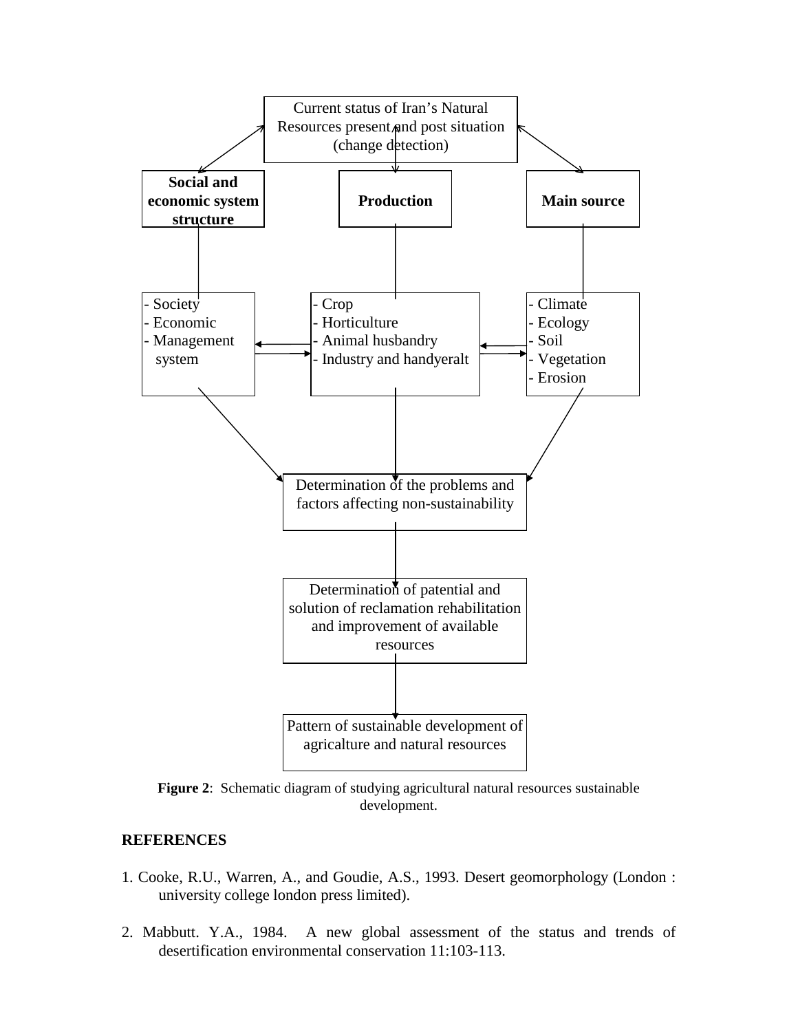Current status of Iran's Natural Resources present and post situation (change detection)

**Social and economic system structure**

**Production**

**Main source**

- Society
- Economic
- Management system

- Crop
- Horticulture
- Animal husbandry
- Industry and handyeralt

- Climate
- Ecology
- Soil
- Vegetation
- Erosion

Determination of the problems and factors affecting non-sustainability

Determination of patential and solution of reclamation rehabilitation and improvement of available resources

Pattern of sustainable development of agricalture and natural resources

**Figure 2**: Schematic diagram of studying agricultural natural resources sustainable development.

## REFERENCES

1. Cooke, R.U., Warren, A., and Goudie, A.S., 1993. Desert geomorphology (London : university college london press limited).

2. Mabbutt. Y.A., 1984. A new global assessment of the status and trends of desertification environmental conservation 11:103-113.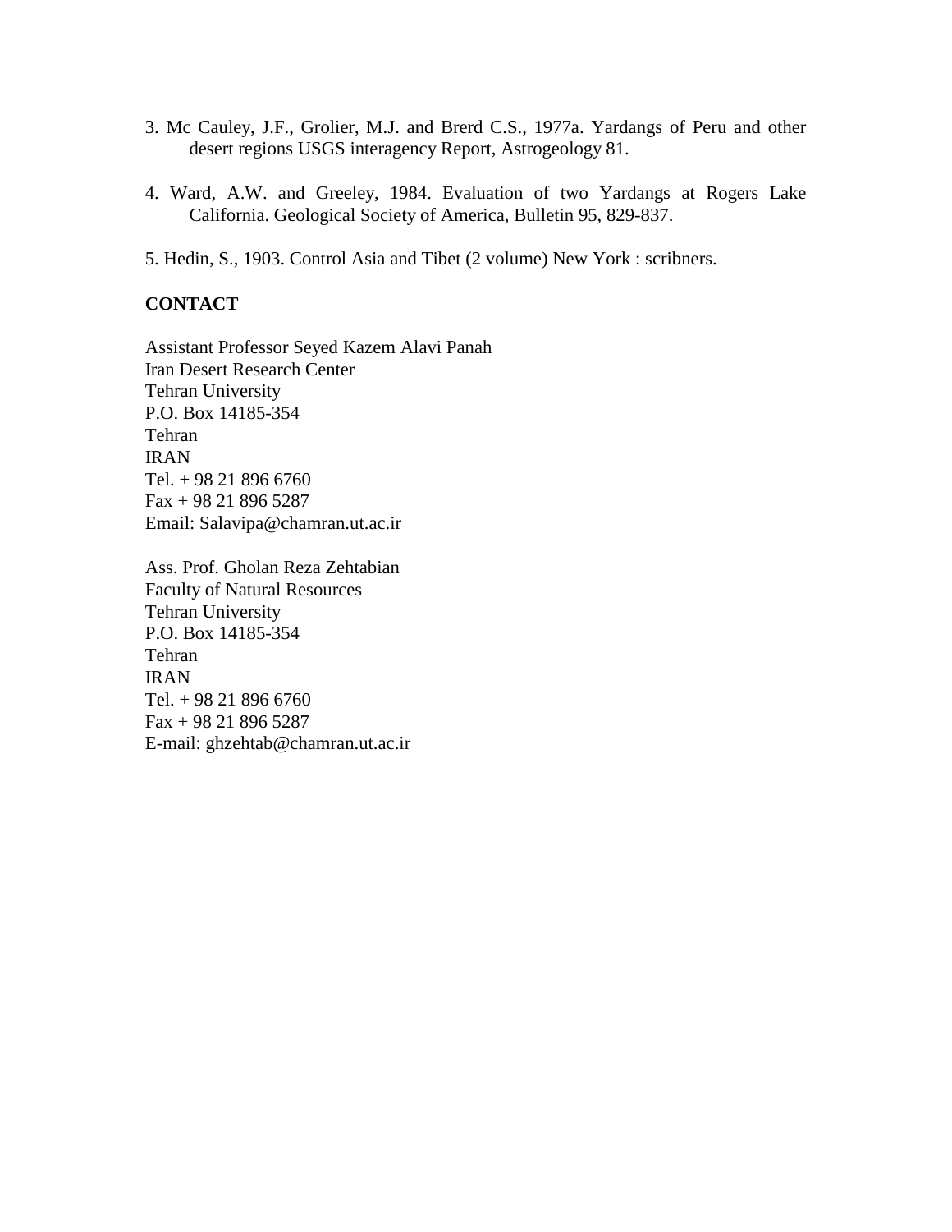3. Mc Cauley, J.F., Grolier, M.J. and Brerd C.S., 1977a. Yardangs of Peru and other desert regions USGS interagency Report, Astrogeology 81.

4. Ward, A.W. and Greeley, 1984. Evaluation of two Yardangs at Rogers Lake California. Geological Society of America, Bulletin 95, 829-837.

5. Hedin, S., 1903. Control Asia and Tibet (2 volume) New York : scribners.

**CONTACT**

Assistant Professor Seyed Kazem Alavi Panah
Iran Desert Research Center
Tehran University
P.O. Box 14185-354
Tehran
IRAN
Tel. + 98 21 896 6760
Fax + 98 21 896 5287
Email: Salavipa@chamran.ut.ac.ir

Ass. Prof. Gholan Reza Zehtabian
Faculty of Natural Resources
Tehran University
P.O. Box 14185-354
Tehran
IRAN
Tel. + 98 21 896 6760
Fax + 98 21 896 5287
E-mail: ghzehtab@chamran.ut.ac.ir